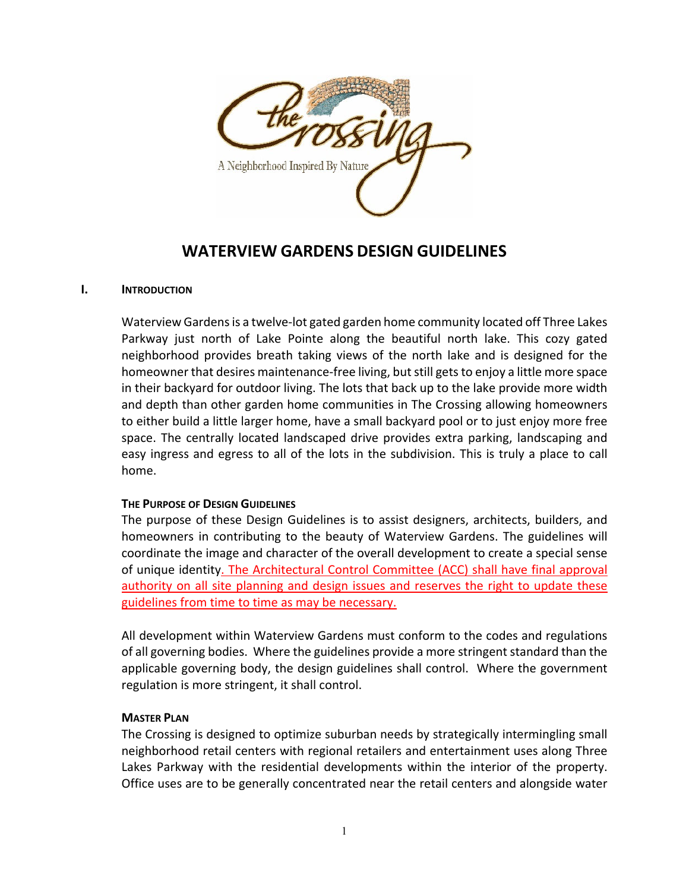# WATERVIEW GARDENS DESIGN GUIDELINES

## I. INTRODUCTION

Waterview Gardens is a twelve-lot gated garden home community located off Three Lakes Parkway just north of Lake Pointe along the beautiful north lake. This cozy gated neighborhood provides breath taking views of the north lake and is designed for the homeowner that desires maintenance-free living, but still gets to enjoy a little more space in their backyard for outdoor living. The lots that back up to the lake provide more width and depth than other garden home communities in The Crossing allowing homeowners to either build a little larger home, have a small backyard pool or to just enjoy more free space. The centrally located landscaped drive provides extra parking, landscaping and easy ingress and egress to all of the lots in the subdivision. This is truly a place to call home.

### THE PURPOSE OF DESIGN GUIDELINES

The purpose of these Design Guidelines is to assist designers, architects, builders, and homeowners in contributing to the beauty of Waterview Gardens. The guidelines will coordinate the image and character of the overall development to create a special sense of unique identity. The Architectural Control Committee (ACC) shall have final approval authority on all site planning and design issues and reserves the right to update these guidelines from time to time as may be necessary.

All development within Waterview Gardens must conform to the codes and regulations of all governing bodies. Where the guidelines provide a more stringent standard than the applicable governing body, the design guidelines shall control. Where the government regulation is more stringent, it shall control.

### MASTER PLAN

The Crossing is designed to optimize suburban needs by strategically intermingling small neighborhood retail centers with regional retailers and entertainment uses along Three Lakes Parkway with the residential developments within the interior of the property. Office uses are to be generally concentrated near the retail centers and alongside water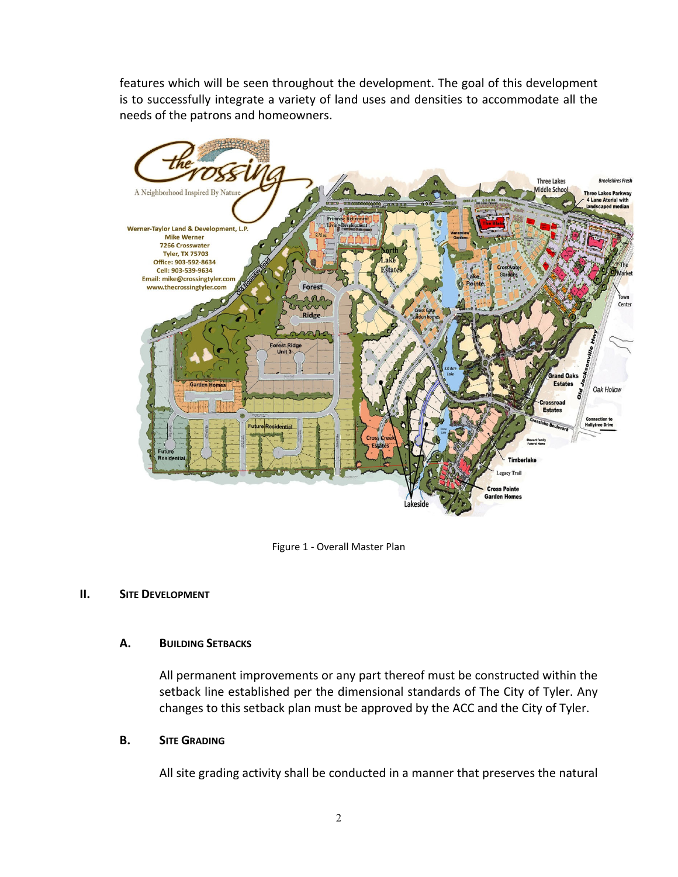features which will be seen throughout the development. The goal of this development is to successfully integrate a variety of land uses and densities to accommodate all the needs of the patrons and homeowners.

Figure 1 - Overall Master Plan

## II. Site Development

### A. Building Setbacks

All permanent improvements or any part thereof must be constructed within the setback line established per the dimensional standards of The City of Tyler. Any changes to this setback plan must be approved by the ACC and the City of Tyler.

### B. Site Grading

All site grading activity shall be conducted in a manner that preserves the natural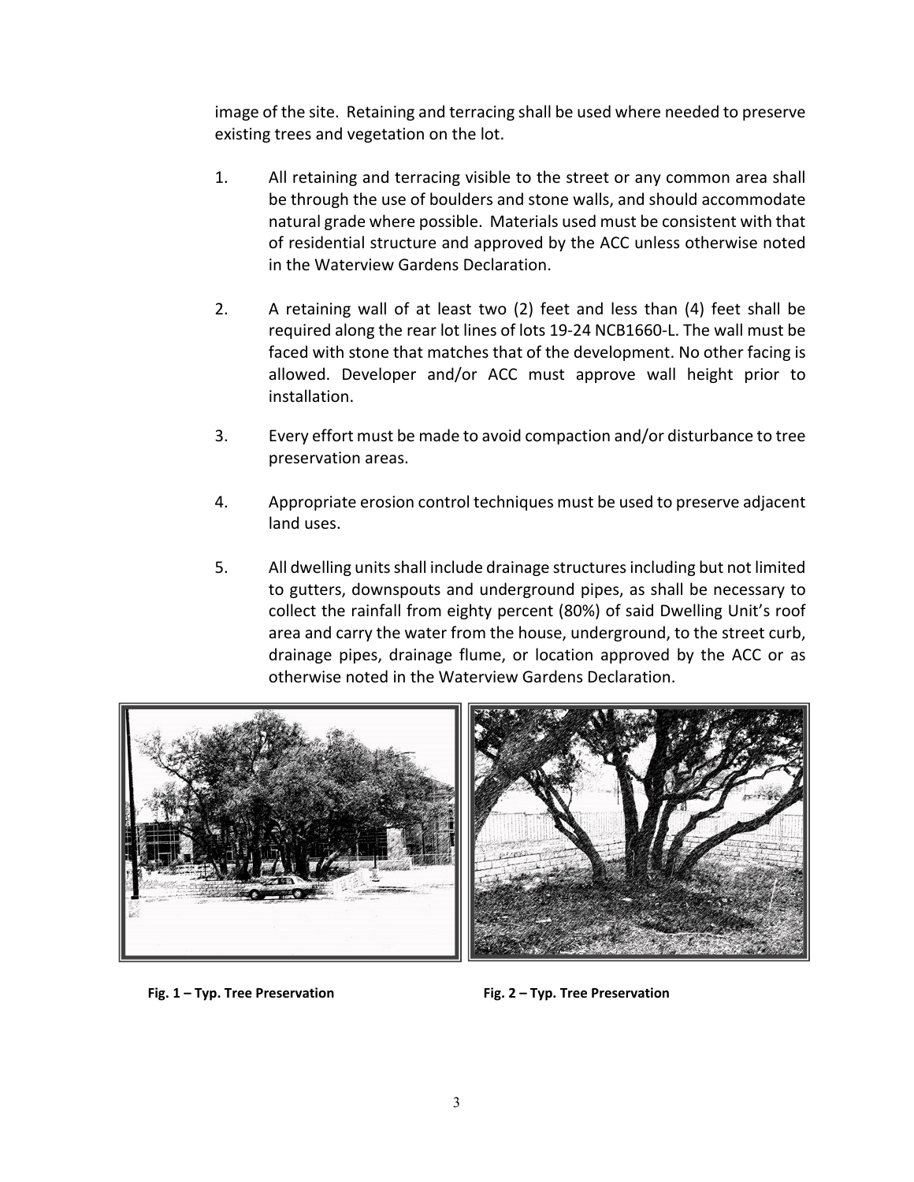image of the site. Retaining and terracing shall be used where needed to preserve existing trees and vegetation on the lot.

1. All retaining and terracing visible to the street or any common area shall be through the use of boulders and stone walls, and should accommodate natural grade where possible. Materials used must be consistent with that of residential structure and approved by the ACC unless otherwise noted in the Waterview Gardens Declaration.

2. A retaining wall of at least two (2) feet and less than (4) feet shall be required along the rear lot lines of lots 19-24 NCB1660-L. The wall must be faced with stone that matches that of the development. No other facing is allowed. Developer and/or ACC must approve wall height prior to installation.

3. Every effort must be made to avoid compaction and/or disturbance to tree preservation areas.

4. Appropriate erosion control techniques must be used to preserve adjacent land uses.

5. All dwelling units shall include drainage structures including but not limited to gutters, downspouts and underground pipes, as shall be necessary to collect the rainfall from eighty percent (80%) of said Dwelling Unit's roof area and carry the water from the house, underground, to the street curb, drainage pipes, drainage flume, or location approved by the ACC or as otherwise noted in the Waterview Gardens Declaration.

**Fig. 1 – Typ. Tree Preservation**

**Fig. 2 – Typ. Tree Preservation**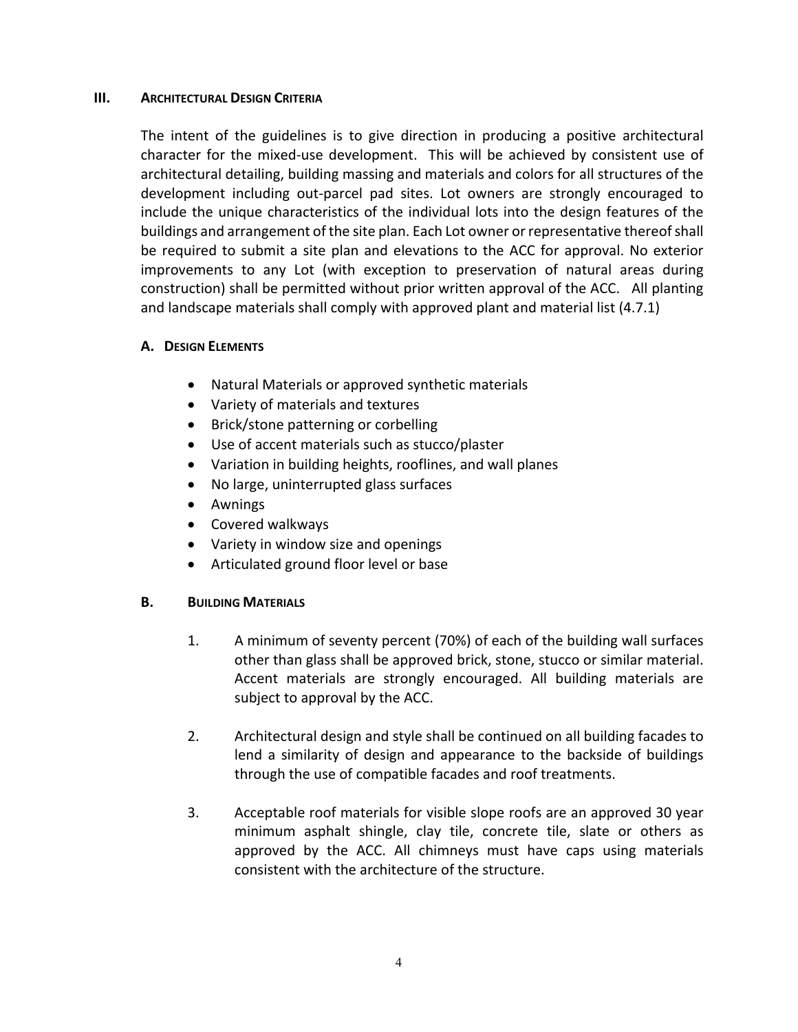## III. Architectural Design Criteria

The intent of the guidelines is to give direction in producing a positive architectural character for the mixed-use development. This will be achieved by consistent use of architectural detailing, building massing and materials and colors for all structures of the development including out-parcel pad sites. Lot owners are strongly encouraged to include the unique characteristics of the individual lots into the design features of the buildings and arrangement of the site plan. Each Lot owner or representative thereof shall be required to submit a site plan and elevations to the ACC for approval. No exterior improvements to any Lot (with exception to preservation of natural areas during construction) shall be permitted without prior written approval of the ACC. All planting and landscape materials shall comply with approved plant and material list (4.7.1)

### A. Design Elements

- Natural Materials or approved synthetic materials
- Variety of materials and textures
- Brick/stone patterning or corbelling
- Use of accent materials such as stucco/plaster
- Variation in building heights, rooflines, and wall planes
- No large, uninterrupted glass surfaces
- Awnings
- Covered walkways
- Variety in window size and openings
- Articulated ground floor level or base

### B. Building Materials

1. A minimum of seventy percent (70%) of each of the building wall surfaces other than glass shall be approved brick, stone, stucco or similar material. Accent materials are strongly encouraged. All building materials are subject to approval by the ACC.

2. Architectural design and style shall be continued on all building facades to lend a similarity of design and appearance to the backside of buildings through the use of compatible facades and roof treatments.

3. Acceptable roof materials for visible slope roofs are an approved 30 year minimum asphalt shingle, clay tile, concrete tile, slate or others as approved by the ACC. All chimneys must have caps using materials consistent with the architecture of the structure.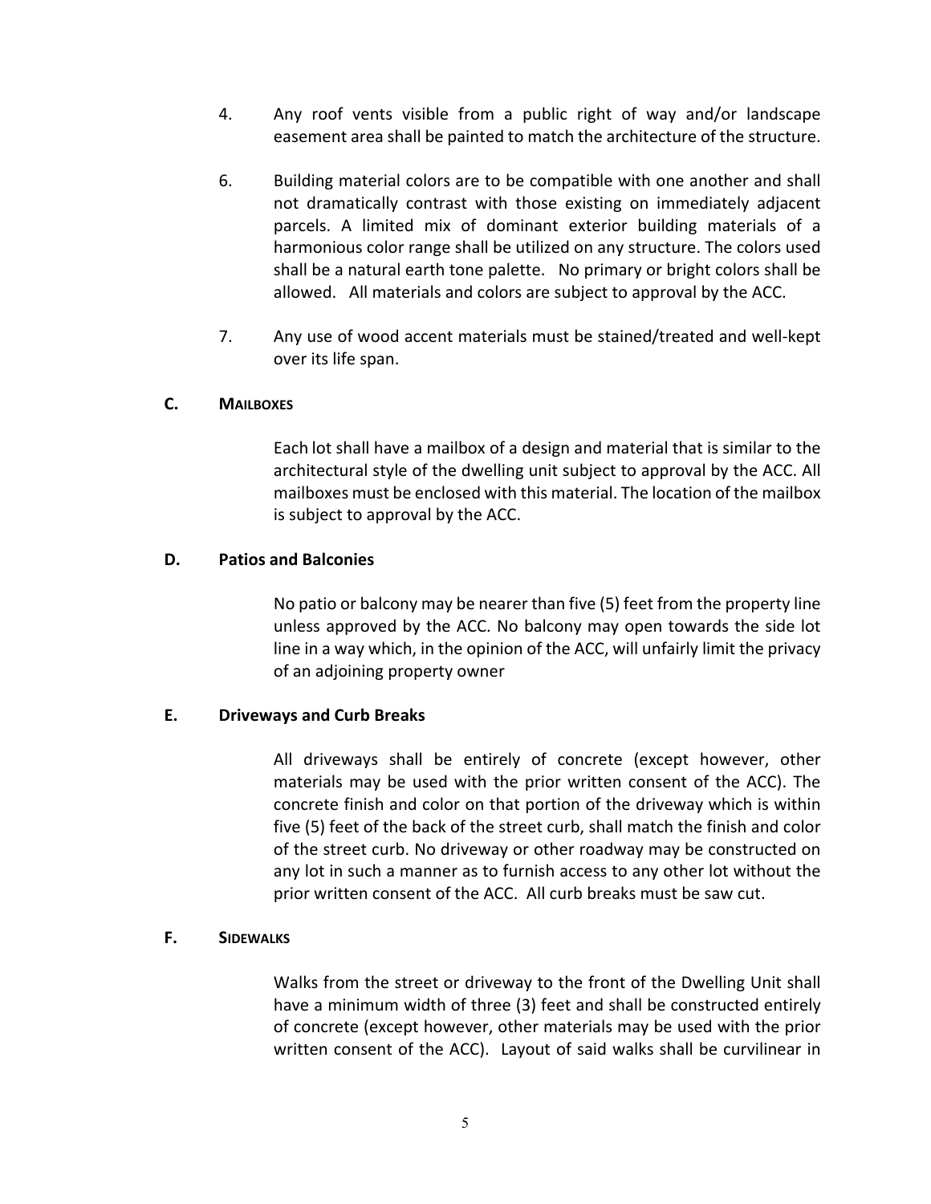4. Any roof vents visible from a public right of way and/or landscape easement area shall be painted to match the architecture of the structure.

6. Building material colors are to be compatible with one another and shall not dramatically contrast with those existing on immediately adjacent parcels. A limited mix of dominant exterior building materials of a harmonious color range shall be utilized on any structure. The colors used shall be a natural earth tone palette. No primary or bright colors shall be allowed. All materials and colors are subject to approval by the ACC.

7. Any use of wood accent materials must be stained/treated and well-kept over its life span.

### C. MAILBOXES

Each lot shall have a mailbox of a design and material that is similar to the architectural style of the dwelling unit subject to approval by the ACC. All mailboxes must be enclosed with this material. The location of the mailbox is subject to approval by the ACC.

### D. Patios and Balconies

No patio or balcony may be nearer than five (5) feet from the property line unless approved by the ACC. No balcony may open towards the side lot line in a way which, in the opinion of the ACC, will unfairly limit the privacy of an adjoining property owner

### E. Driveways and Curb Breaks

All driveways shall be entirely of concrete (except however, other materials may be used with the prior written consent of the ACC). The concrete finish and color on that portion of the driveway which is within five (5) feet of the back of the street curb, shall match the finish and color of the street curb. No driveway or other roadway may be constructed on any lot in such a manner as to furnish access to any other lot without the prior written consent of the ACC. All curb breaks must be saw cut.

### F. SIDEWALKS

Walks from the street or driveway to the front of the Dwelling Unit shall have a minimum width of three (3) feet and shall be constructed entirely of concrete (except however, other materials may be used with the prior written consent of the ACC). Layout of said walks shall be curvilinear in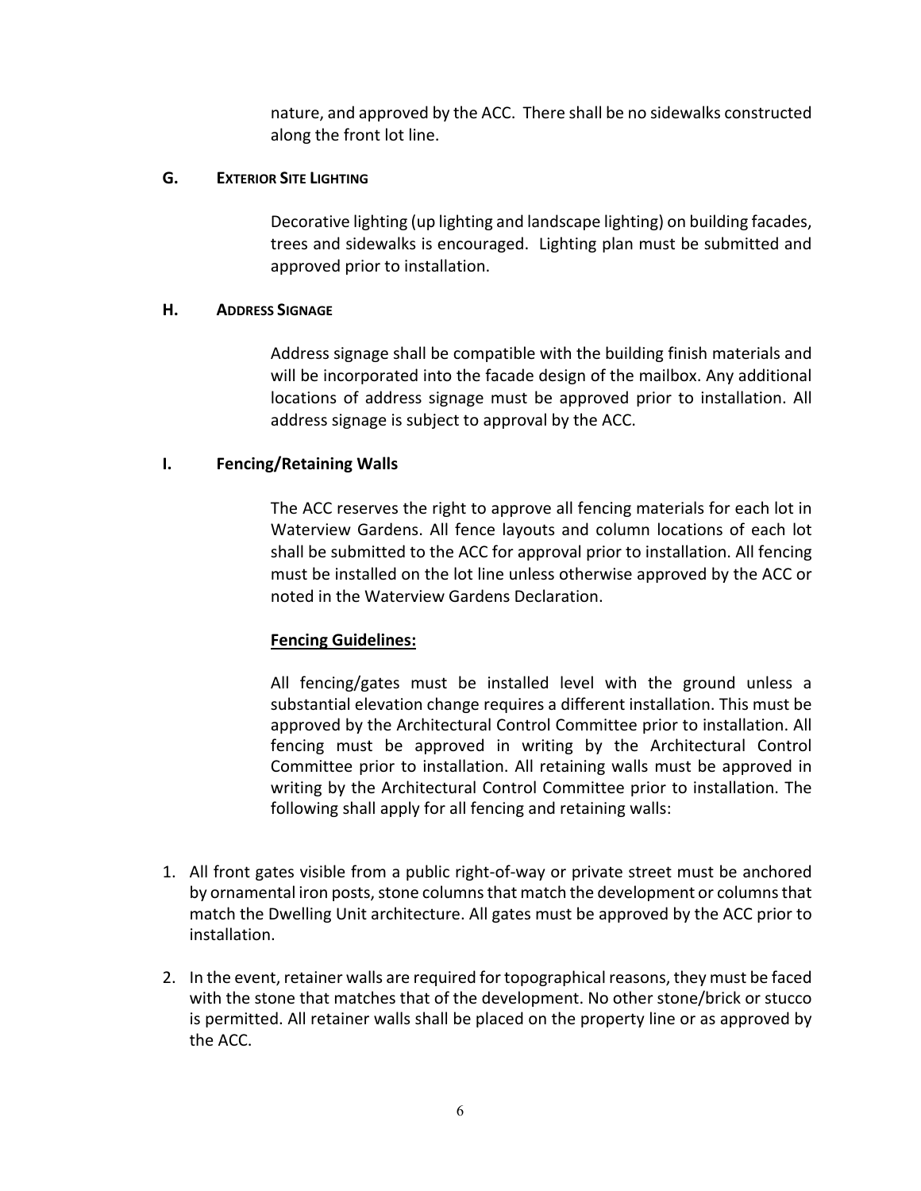nature, and approved by the ACC. There shall be no sidewalks constructed along the front lot line.

### G. EXTERIOR SITE LIGHTING

Decorative lighting (up lighting and landscape lighting) on building facades, trees and sidewalks is encouraged. Lighting plan must be submitted and approved prior to installation.

### H. ADDRESS SIGNAGE

Address signage shall be compatible with the building finish materials and will be incorporated into the facade design of the mailbox. Any additional locations of address signage must be approved prior to installation. All address signage is subject to approval by the ACC.

### I. Fencing/Retaining Walls

The ACC reserves the right to approve all fencing materials for each lot in Waterview Gardens. All fence layouts and column locations of each lot shall be submitted to the ACC for approval prior to installation. All fencing must be installed on the lot line unless otherwise approved by the ACC or noted in the Waterview Gardens Declaration.

**Fencing Guidelines:**

All fencing/gates must be installed level with the ground unless a substantial elevation change requires a different installation. This must be approved by the Architectural Control Committee prior to installation. All fencing must be approved in writing by the Architectural Control Committee prior to installation. All retaining walls must be approved in writing by the Architectural Control Committee prior to installation. The following shall apply for all fencing and retaining walls:

1. All front gates visible from a public right-of-way or private street must be anchored by ornamental iron posts, stone columns that match the development or columns that match the Dwelling Unit architecture. All gates must be approved by the ACC prior to installation.

2. In the event, retainer walls are required for topographical reasons, they must be faced with the stone that matches that of the development. No other stone/brick or stucco is permitted. All retainer walls shall be placed on the property line or as approved by the ACC.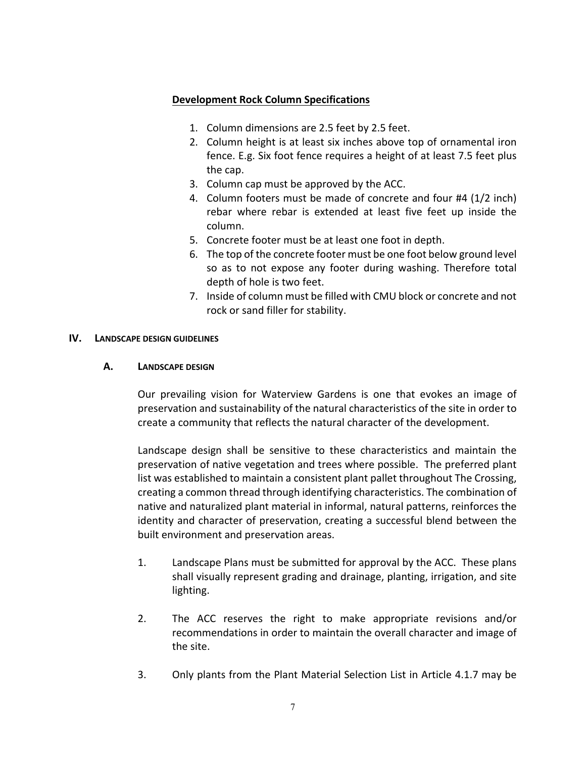**Development Rock Column Specifications**

1. Column dimensions are 2.5 feet by 2.5 feet.
2. Column height is at least six inches above top of ornamental iron fence. E.g. Six foot fence requires a height of at least 7.5 feet plus the cap.
3. Column cap must be approved by the ACC.
4. Column footers must be made of concrete and four #4 (1/2 inch) rebar where rebar is extended at least five feet up inside the column.
5. Concrete footer must be at least one foot in depth.
6. The top of the concrete footer must be one foot below ground level so as to not expose any footer during washing. Therefore total depth of hole is two feet.
7. Inside of column must be filled with CMU block or concrete and not rock or sand filler for stability.

## IV. LANDSCAPE DESIGN GUIDELINES

### A. LANDSCAPE DESIGN

Our prevailing vision for Waterview Gardens is one that evokes an image of preservation and sustainability of the natural characteristics of the site in order to create a community that reflects the natural character of the development.

Landscape design shall be sensitive to these characteristics and maintain the preservation of native vegetation and trees where possible. The preferred plant list was established to maintain a consistent plant pallet throughout The Crossing, creating a common thread through identifying characteristics. The combination of native and naturalized plant material in informal, natural patterns, reinforces the identity and character of preservation, creating a successful blend between the built environment and preservation areas.

1. Landscape Plans must be submitted for approval by the ACC. These plans shall visually represent grading and drainage, planting, irrigation, and site lighting.

2. The ACC reserves the right to make appropriate revisions and/or recommendations in order to maintain the overall character and image of the site.

3. Only plants from the Plant Material Selection List in Article 4.1.7 may be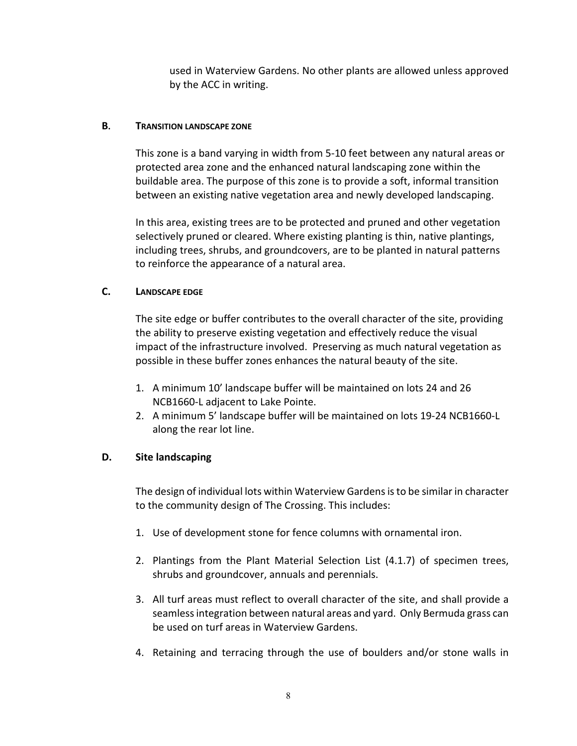used in Waterview Gardens. No other plants are allowed unless approved by the ACC in writing.

**B. TRANSITION LANDSCAPE ZONE**

This zone is a band varying in width from 5-10 feet between any natural areas or protected area zone and the enhanced natural landscaping zone within the buildable area. The purpose of this zone is to provide a soft, informal transition between an existing native vegetation area and newly developed landscaping.

In this area, existing trees are to be protected and pruned and other vegetation selectively pruned or cleared. Where existing planting is thin, native plantings, including trees, shrubs, and groundcovers, are to be planted in natural patterns to reinforce the appearance of a natural area.

**C. LANDSCAPE EDGE**

The site edge or buffer contributes to the overall character of the site, providing the ability to preserve existing vegetation and effectively reduce the visual impact of the infrastructure involved. Preserving as much natural vegetation as possible in these buffer zones enhances the natural beauty of the site.

1. A minimum 10' landscape buffer will be maintained on lots 24 and 26 NCB1660-L adjacent to Lake Pointe.
2. A minimum 5' landscape buffer will be maintained on lots 19-24 NCB1660-L along the rear lot line.

**D. Site landscaping**

The design of individual lots within Waterview Gardens is to be similar in character to the community design of The Crossing. This includes:

1. Use of development stone for fence columns with ornamental iron.

2. Plantings from the Plant Material Selection List (4.1.7) of specimen trees, shrubs and groundcover, annuals and perennials.

3. All turf areas must reflect to overall character of the site, and shall provide a seamless integration between natural areas and yard. Only Bermuda grass can be used on turf areas in Waterview Gardens.

4. Retaining and terracing through the use of boulders and/or stone walls in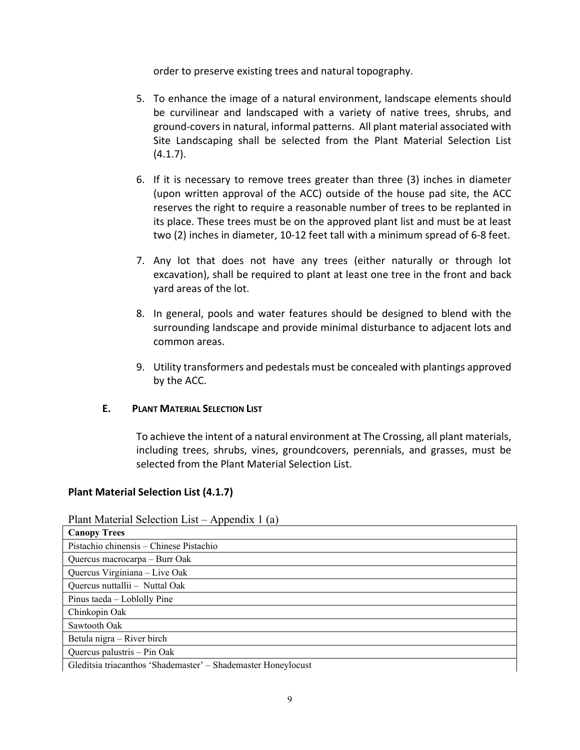order to preserve existing trees and natural topography.

5. To enhance the image of a natural environment, landscape elements should be curvilinear and landscaped with a variety of native trees, shrubs, and ground-covers in natural, informal patterns. All plant material associated with Site Landscaping shall be selected from the Plant Material Selection List (4.1.7).

6. If it is necessary to remove trees greater than three (3) inches in diameter (upon written approval of the ACC) outside of the house pad site, the ACC reserves the right to require a reasonable number of trees to be replanted in its place. These trees must be on the approved plant list and must be at least two (2) inches in diameter, 10-12 feet tall with a minimum spread of 6-8 feet.

7. Any lot that does not have any trees (either naturally or through lot excavation), shall be required to plant at least one tree in the front and back yard areas of the lot.

8. In general, pools and water features should be designed to blend with the surrounding landscape and provide minimal disturbance to adjacent lots and common areas.

9. Utility transformers and pedestals must be concealed with plantings approved by the ACC.

### E. PLANT MATERIAL SELECTION LIST

To achieve the intent of a natural environment at The Crossing, all plant materials, including trees, shrubs, vines, groundcovers, perennials, and grasses, must be selected from the Plant Material Selection List.

**Plant Material Selection List (4.1.7)**

Plant Material Selection List – Appendix 1 (a)

| **Canopy Trees** |
|---|
| Pistachio chinensis – Chinese Pistachio |
| Quercus macrocarpa – Burr Oak |
| Quercus Virginiana – Live Oak |
| Quercus nuttallii – Nuttal Oak |
| Pinus taeda – Loblolly Pine |
| Chinkopin Oak |
| Sawtooth Oak |
| Betula nigra – River birch |
| Quercus palustris – Pin Oak |
| Gleditsia triacanthos 'Shademaster' – Shademaster Honeylocust |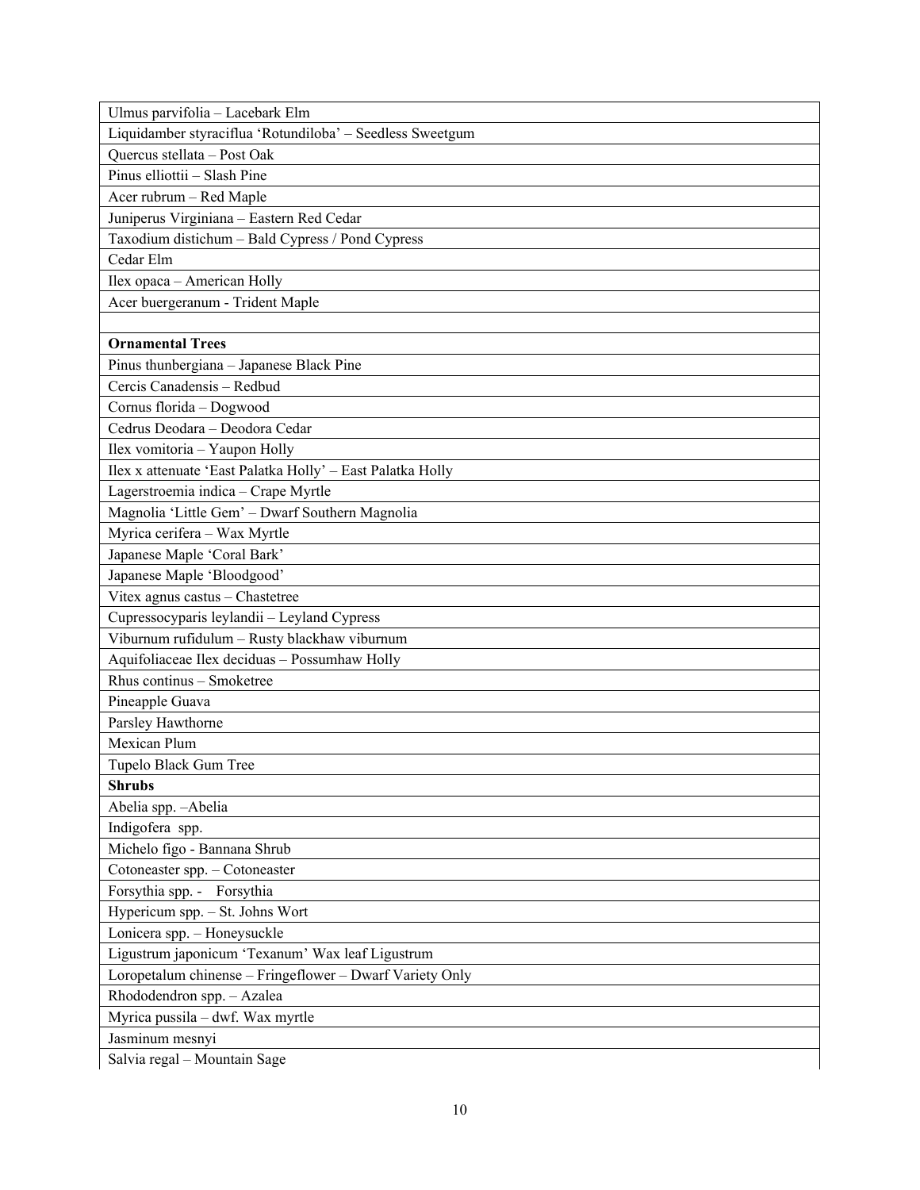| Ulmus parvifolia – Lacebark Elm |
|---|
| Liquidamber styraciflua 'Rotundiloba' – Seedless Sweetgum |
| Quercus stellata – Post Oak |
| Pinus elliottii – Slash Pine |
| Acer rubrum – Red Maple |
| Juniperus Virginiana – Eastern Red Cedar |
| Taxodium distichum – Bald Cypress / Pond Cypress |
| Cedar Elm |
| Ilex opaca – American Holly |
| Acer buergeranum - Trident Maple |
| |
| **Ornamental Trees** |
| Pinus thunbergiana – Japanese Black Pine |
| Cercis Canadensis – Redbud |
| Cornus florida – Dogwood |
| Cedrus Deodara – Deodora Cedar |
| Ilex vomitoria – Yaupon Holly |
| Ilex x attenuate 'East Palatka Holly' – East Palatka Holly |
| Lagerstroemia indica – Crape Myrtle |
| Magnolia 'Little Gem' – Dwarf Southern Magnolia |
| Myrica cerifera – Wax Myrtle |
| Japanese Maple 'Coral Bark' |
| Japanese Maple 'Bloodgood' |
| Vitex agnus castus – Chastetree |
| Cupressocyparis leylandii – Leyland Cypress |
| Viburnum rufidulum – Rusty blackhaw viburnum |
| Aquifoliaceae Ilex deciduas – Possumhaw Holly |
| Rhus continus – Smoketree |
| Pineapple Guava |
| Parsley Hawthorne |
| Mexican Plum |
| Tupelo Black Gum Tree |
| **Shrubs** |
| Abelia spp. –Abelia |
| Indigofera spp. |
| Michelo figo - Bannana Shrub |
| Cotoneaster spp. – Cotoneaster |
| Forsythia spp. - Forsythia |
| Hypericum spp. – St. Johns Wort |
| Lonicera spp. – Honeysuckle |
| Ligustrum japonicum 'Texanum' Wax leaf Ligustrum |
| Loropetalum chinense – Fringeflower – Dwarf Variety Only |
| Rhododendron spp. – Azalea |
| Myrica pussila – dwf. Wax myrtle |
| Jasminum mesnyi |
| Salvia regal – Mountain Sage |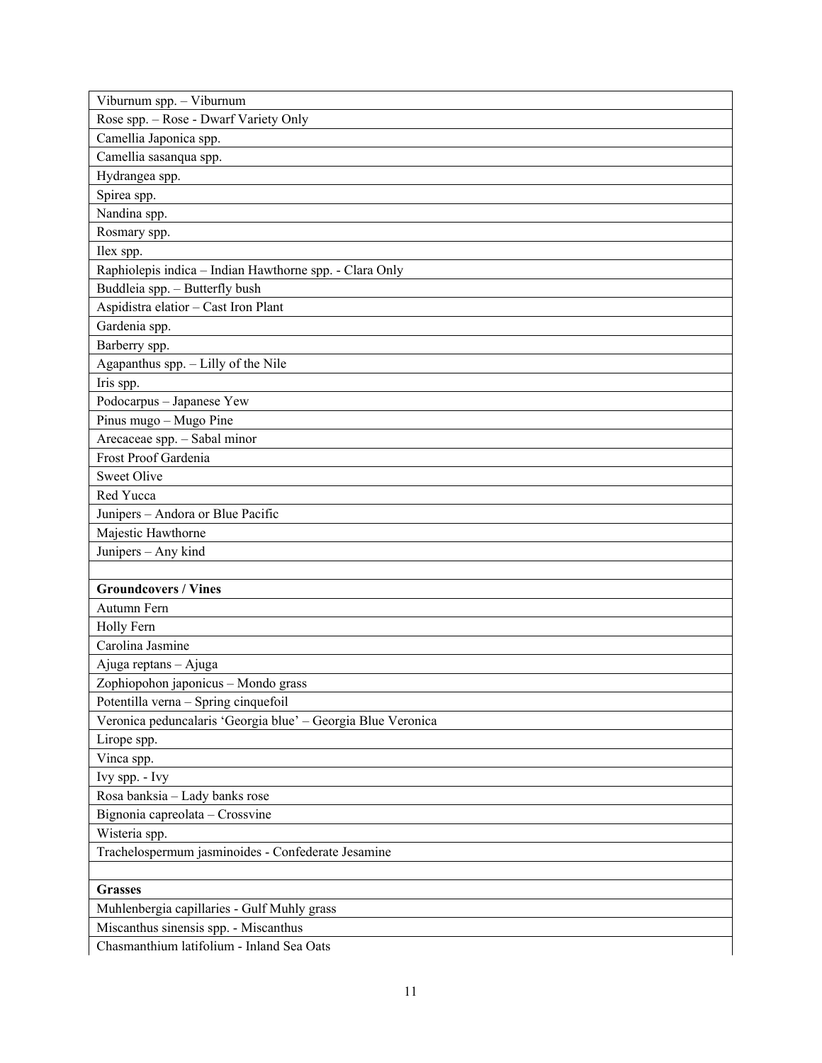| Viburnum spp. – Viburnum |
|---|
| Rose spp. – Rose - Dwarf Variety Only |
| Camellia Japonica spp. |
| Camellia sasanqua spp. |
| Hydrangea spp. |
| Spirea spp. |
| Nandina spp. |
| Rosmary spp. |
| Ilex spp. |
| Raphiolepis indica – Indian Hawthorne spp. - Clara Only |
| Buddleia spp. – Butterfly bush |
| Aspidistra elatior – Cast Iron Plant |
| Gardenia spp. |
| Barberry spp. |
| Agapanthus spp. – Lilly of the Nile |
| Iris spp. |
| Podocarpus – Japanese Yew |
| Pinus mugo – Mugo Pine |
| Arecaceae spp. – Sabal minor |
| Frost Proof Gardenia |
| Sweet Olive |
| Red Yucca |
| Junipers – Andora or Blue Pacific |
| Majestic Hawthorne |
| Junipers – Any kind |
| |
| **Groundcovers / Vines** |
| Autumn Fern |
| Holly Fern |
| Carolina Jasmine |
| Ajuga reptans – Ajuga |
| Zophiopohon japonicus – Mondo grass |
| Potentilla verna – Spring cinquefoil |
| Veronica peduncalaris 'Georgia blue' – Georgia Blue Veronica |
| Lirope spp. |
| Vinca spp. |
| Ivy spp. - Ivy |
| Rosa banksia – Lady banks rose |
| Bignonia capreolata – Crossvine |
| Wisteria spp. |
| Trachelospermum jasminoides - Confederate Jesamine |
| |
| **Grasses** |
| Muhlenbergia capillaries - Gulf Muhly grass |
| Miscanthus sinensis spp. - Miscanthus |
| Chasmanthium latifolium - Inland Sea Oats |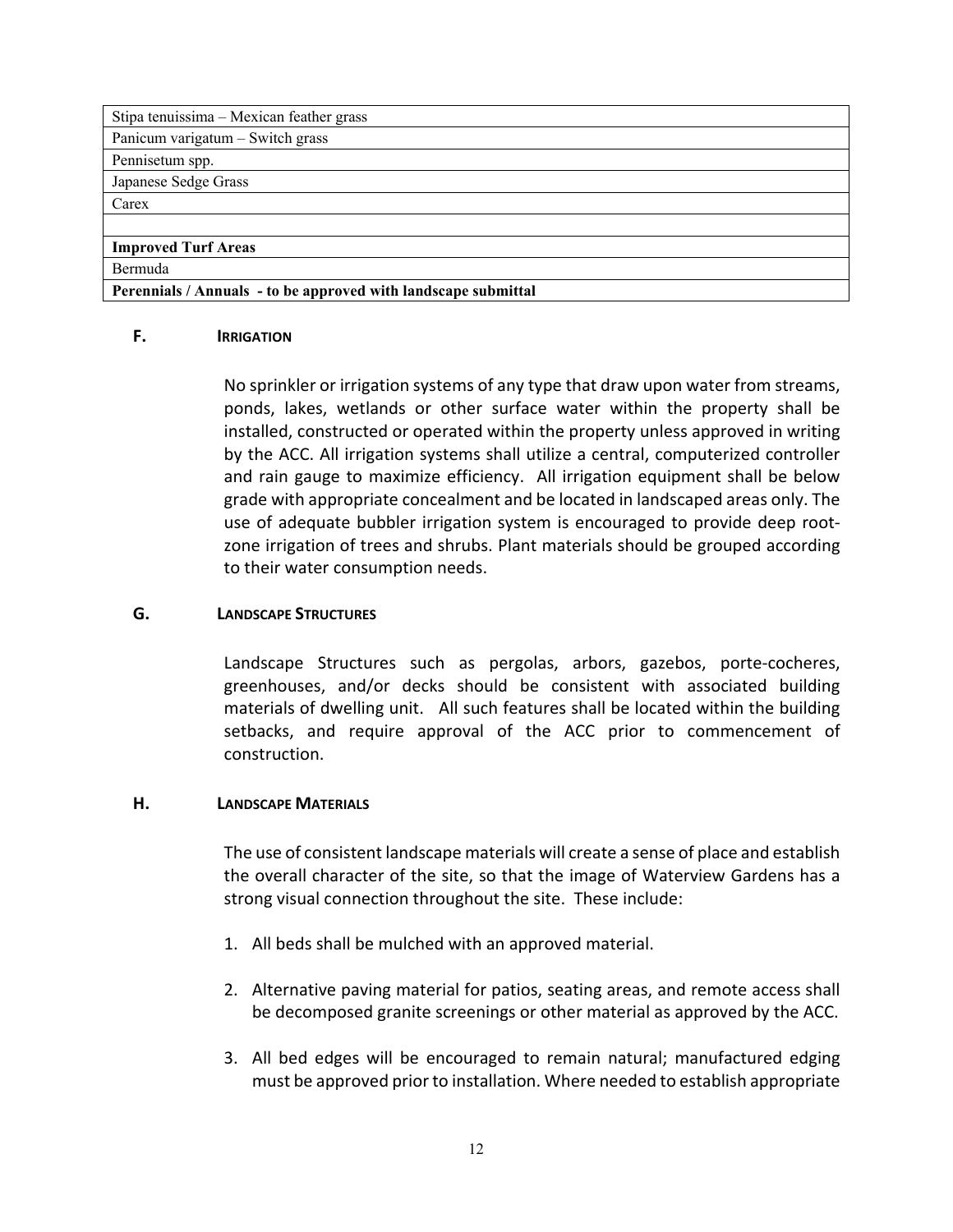| Stipa tenuissima – Mexican feather grass |
|---|
| Panicum varigatum – Switch grass |
| Pennisetum spp. |
| Japanese Sedge Grass |
| Carex |
| |
| **Improved Turf Areas** |
| Bermuda |
| **Perennials / Annuals - to be approved with landscape submittal** |

### F. IRRIGATION

No sprinkler or irrigation systems of any type that draw upon water from streams, ponds, lakes, wetlands or other surface water within the property shall be installed, constructed or operated within the property unless approved in writing by the ACC. All irrigation systems shall utilize a central, computerized controller and rain gauge to maximize efficiency. All irrigation equipment shall be below grade with appropriate concealment and be located in landscaped areas only. The use of adequate bubbler irrigation system is encouraged to provide deep root-zone irrigation of trees and shrubs. Plant materials should be grouped according to their water consumption needs.

### G. LANDSCAPE STRUCTURES

Landscape Structures such as pergolas, arbors, gazebos, porte-cocheres, greenhouses, and/or decks should be consistent with associated building materials of dwelling unit. All such features shall be located within the building setbacks, and require approval of the ACC prior to commencement of construction.

### H. LANDSCAPE MATERIALS

The use of consistent landscape materials will create a sense of place and establish the overall character of the site, so that the image of Waterview Gardens has a strong visual connection throughout the site. These include:

1. All beds shall be mulched with an approved material.

2. Alternative paving material for patios, seating areas, and remote access shall be decomposed granite screenings or other material as approved by the ACC.

3. All bed edges will be encouraged to remain natural; manufactured edging must be approved prior to installation. Where needed to establish appropriate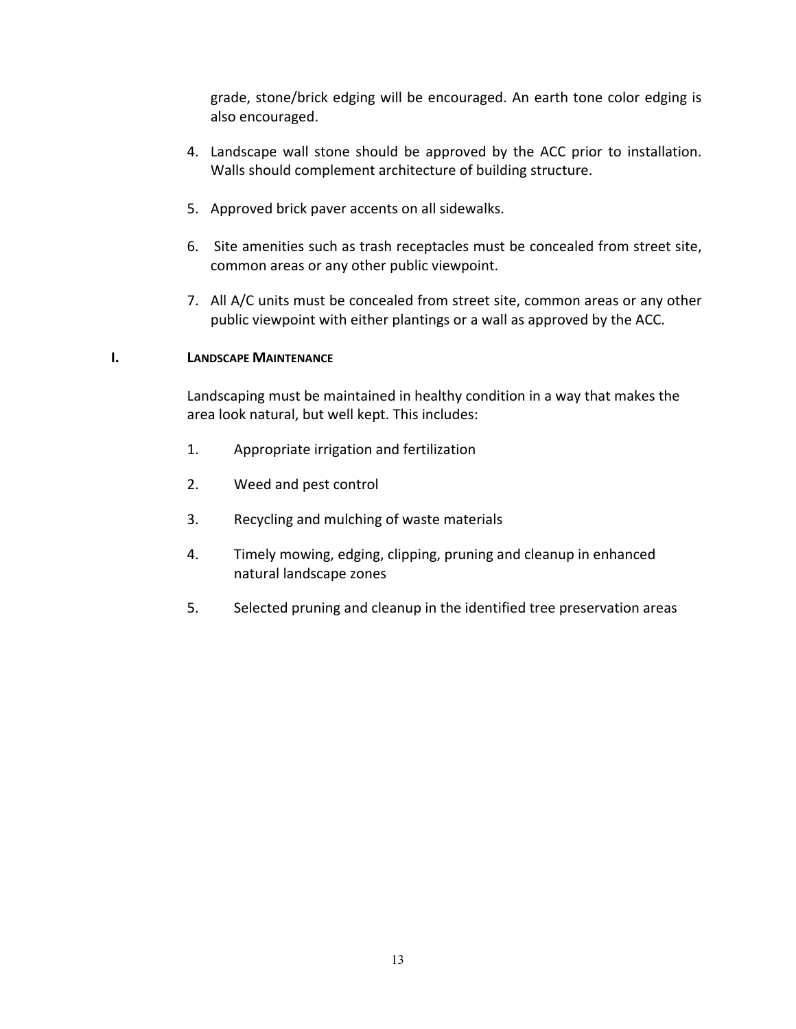grade, stone/brick edging will be encouraged. An earth tone color edging is also encouraged.

4. Landscape wall stone should be approved by the ACC prior to installation. Walls should complement architecture of building structure.

5. Approved brick paver accents on all sidewalks.

6. Site amenities such as trash receptacles must be concealed from street site, common areas or any other public viewpoint.

7. All A/C units must be concealed from street site, common areas or any other public viewpoint with either plantings or a wall as approved by the ACC.

### I. LANDSCAPE MAINTENANCE

Landscaping must be maintained in healthy condition in a way that makes the area look natural, but well kept. This includes:

1. Appropriate irrigation and fertilization

2. Weed and pest control

3. Recycling and mulching of waste materials

4. Timely mowing, edging, clipping, pruning and cleanup in enhanced natural landscape zones

5. Selected pruning and cleanup in the identified tree preservation areas